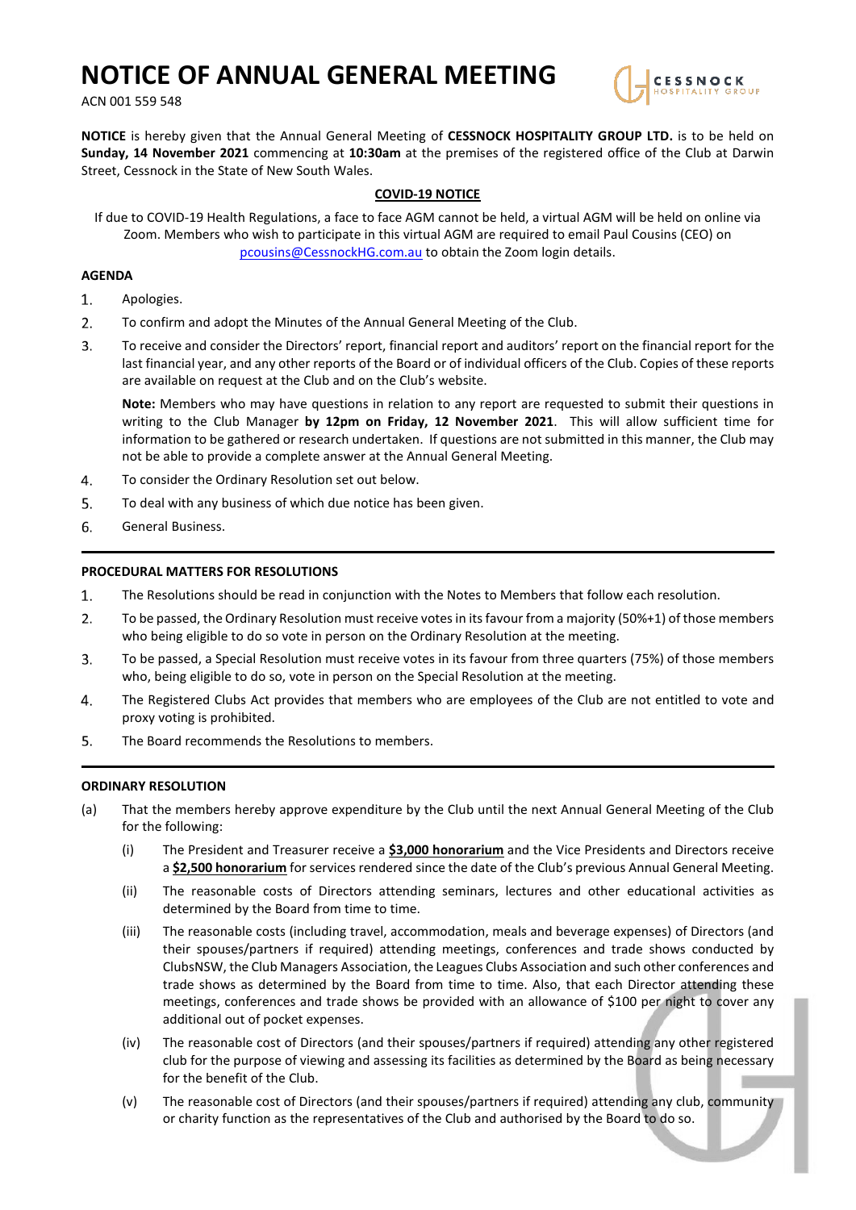# NOTICE OF ANNUAL GENERAL MEETING

ACN 001 559 548

**NOTICE** is hereby given that the Annual General Meeting of **CESSNOCK HOSPITALITY GROUP LTD.** is to be held on **Sunday, 14 November 2021** commencing at **10:30am** at the premises of the registered office of the Club at Darwin Street, Cessnock in the State of New South Wales.

**COVID-19 NOTICE**

If due to COVID-19 Health Regulations, a face to face AGM cannot be held, a virtual AGM will be held on online via Zoom. Members who wish to participate in this virtual AGM are required to email Paul Cousins (CEO) on pcousins@CessnockHG.com.au to obtain the Zoom login details.

**AGENDA**

1. Apologies.
2. To confirm and adopt the Minutes of the Annual General Meeting of the Club.
3. To receive and consider the Directors' report, financial report and auditors' report on the financial report for the last financial year, and any other reports of the Board or of individual officers of the Club. Copies of these reports are available on request at the Club and on the Club's website.

   **Note:** Members who may have questions in relation to any report are requested to submit their questions in writing to the Club Manager **by 12pm on Friday, 12 November 2021**. This will allow sufficient time for information to be gathered or research undertaken. If questions are not submitted in this manner, the Club may not be able to provide a complete answer at the Annual General Meeting.
4. To consider the Ordinary Resolution set out below.
5. To deal with any business of which due notice has been given.
6. General Business.

---

**PROCEDURAL MATTERS FOR RESOLUTIONS**

1. The Resolutions should be read in conjunction with the Notes to Members that follow each resolution.
2. To be passed, the Ordinary Resolution must receive votes in its favour from a majority (50%+1) of those members who being eligible to do so vote in person on the Ordinary Resolution at the meeting.
3. To be passed, a Special Resolution must receive votes in its favour from three quarters (75%) of those members who, being eligible to do so, vote in person on the Special Resolution at the meeting.
4. The Registered Clubs Act provides that members who are employees of the Club are not entitled to vote and proxy voting is prohibited.
5. The Board recommends the Resolutions to members.

---

**ORDINARY RESOLUTION**

(a) That the members hereby approve expenditure by the Club until the next Annual General Meeting of the Club for the following:

   (i) The President and Treasurer receive a **$3,000 honorarium** and the Vice Presidents and Directors receive a **$2,500 honorarium** for services rendered since the date of the Club's previous Annual General Meeting.

   (ii) The reasonable costs of Directors attending seminars, lectures and other educational activities as determined by the Board from time to time.

   (iii) The reasonable costs (including travel, accommodation, meals and beverage expenses) of Directors (and their spouses/partners if required) attending meetings, conferences and trade shows conducted by ClubsNSW, the Club Managers Association, the Leagues Clubs Association and such other conferences and trade shows as determined by the Board from time to time. Also, that each Director attending these meetings, conferences and trade shows be provided with an allowance of $100 per night to cover any additional out of pocket expenses.

   (iv) The reasonable cost of Directors (and their spouses/partners if required) attending any other registered club for the purpose of viewing and assessing its facilities as determined by the Board as being necessary for the benefit of the Club.

   (v) The reasonable cost of Directors (and their spouses/partners if required) attending any club, community or charity function as the representatives of the Club and authorised by the Board to do so.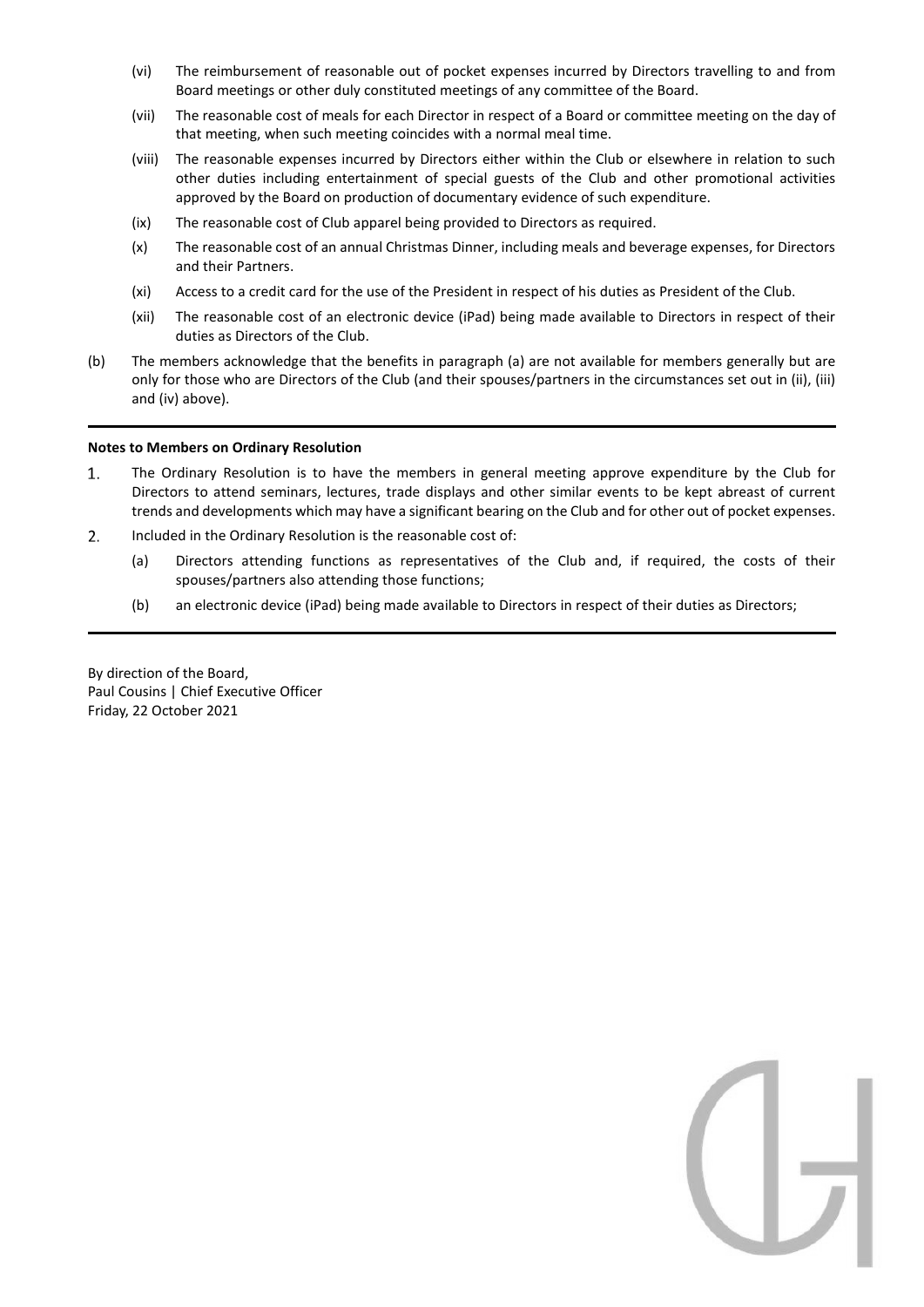(vi) The reimbursement of reasonable out of pocket expenses incurred by Directors travelling to and from Board meetings or other duly constituted meetings of any committee of the Board.

(vii) The reasonable cost of meals for each Director in respect of a Board or committee meeting on the day of that meeting, when such meeting coincides with a normal meal time.

(viii) The reasonable expenses incurred by Directors either within the Club or elsewhere in relation to such other duties including entertainment of special guests of the Club and other promotional activities approved by the Board on production of documentary evidence of such expenditure.

(ix) The reasonable cost of Club apparel being provided to Directors as required.

(x) The reasonable cost of an annual Christmas Dinner, including meals and beverage expenses, for Directors and their Partners.

(xi) Access to a credit card for the use of the President in respect of his duties as President of the Club.

(xii) The reasonable cost of an electronic device (iPad) being made available to Directors in respect of their duties as Directors of the Club.

(b) The members acknowledge that the benefits in paragraph (a) are not available for members generally but are only for those who are Directors of the Club (and their spouses/partners in the circumstances set out in (ii), (iii) and (iv) above).

---

**Notes to Members on Ordinary Resolution**

1. The Ordinary Resolution is to have the members in general meeting approve expenditure by the Club for Directors to attend seminars, lectures, trade displays and other similar events to be kept abreast of current trends and developments which may have a significant bearing on the Club and for other out of pocket expenses.
2. Included in the Ordinary Resolution is the reasonable cost of:
   (a) Directors attending functions as representatives of the Club and, if required, the costs of their spouses/partners also attending those functions;
   (b) an electronic device (iPad) being made available to Directors in respect of their duties as Directors;

---

By direction of the Board,
Paul Cousins | Chief Executive Officer
Friday, 22 October 2021